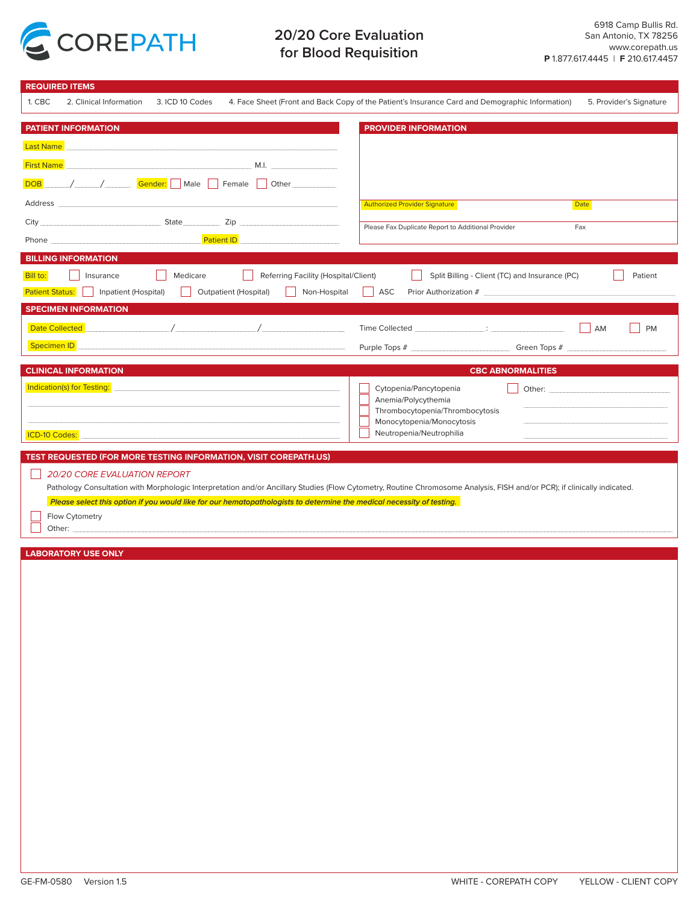COREPATH

# 20/20 Core Evaluation for Blood Requisition

6918 Camp Bullis Rd.
San Antonio, TX 78256
www.corepath.us
**P** 1.877.617.4445 | **F** 210.617.4457

## REQUIRED ITEMS

1. CBC 2. Clinical Information 3. ICD 10 Codes 4. Face Sheet (Front and Back Copy of the Patient's Insurance Card and Demographic Information) 5. Provider's Signature

## PATIENT INFORMATION

Last Name ____________________

First Name ____________________ M.I. ________

DOB ____/____/____ Gender: ☐ Male ☐ Female ☐ Other ________

Address ____________________

City ____________ State ________ Zip ____________

Phone ____________________ Patient ID ____________

## PROVIDER INFORMATION

Authorized Provider Signature ____________ Date ________

Please Fax Duplicate Report to Additional Provider ____________ Fax ________

## BILLING INFORMATION

Bill to: ☐ Insurance ☐ Medicare ☐ Referring Facility (Hospital/Client) ☐ Split Billing - Client (TC) and Insurance (PC) ☐ Patient

Patient Status: ☐ Inpatient (Hospital) ☐ Outpatient (Hospital) ☐ Non-Hospital ☐ ASC Prior Authorization # ____________

## SPECIMEN INFORMATION

Date Collected ________/________/________ Time Collected ________:________ ☐ AM ☐ PM

Specimen ID ____________________ Purple Tops # ________ Green Tops # ________

## CLINICAL INFORMATION

Indication(s) for Testing: ____________________

____________________

____________________

ICD-10 Codes: ____________________

## CBC ABNORMALITIES

☐ Cytopenia/Pancytopenia
☐ Anemia/Polycythemia
☐ Thrombocytopenia/Thrombocytosis
☐ Monocytopenia/Monocytosis
☐ Neutropenia/Neutrophilia
☐ Other: ____________________

## TEST REQUESTED (FOR MORE TESTING INFORMATION, VISIT COREPATH.US)

☐ *20/20 CORE EVALUATION REPORT*

Pathology Consultation with Morphologic Interpretation and/or Ancillary Studies (Flow Cytometry, Routine Chromosome Analysis, FISH and/or PCR); if clinically indicated.

***Please select this option if you would like for our hematopathologists to determine the medical necessity of testing.***

☐ Flow Cytometry

☐ Other: ____________________

## LABORATORY USE ONLY

GE-FM-0580 Version 1.5 WHITE - COREPATH COPY YELLOW - CLIENT COPY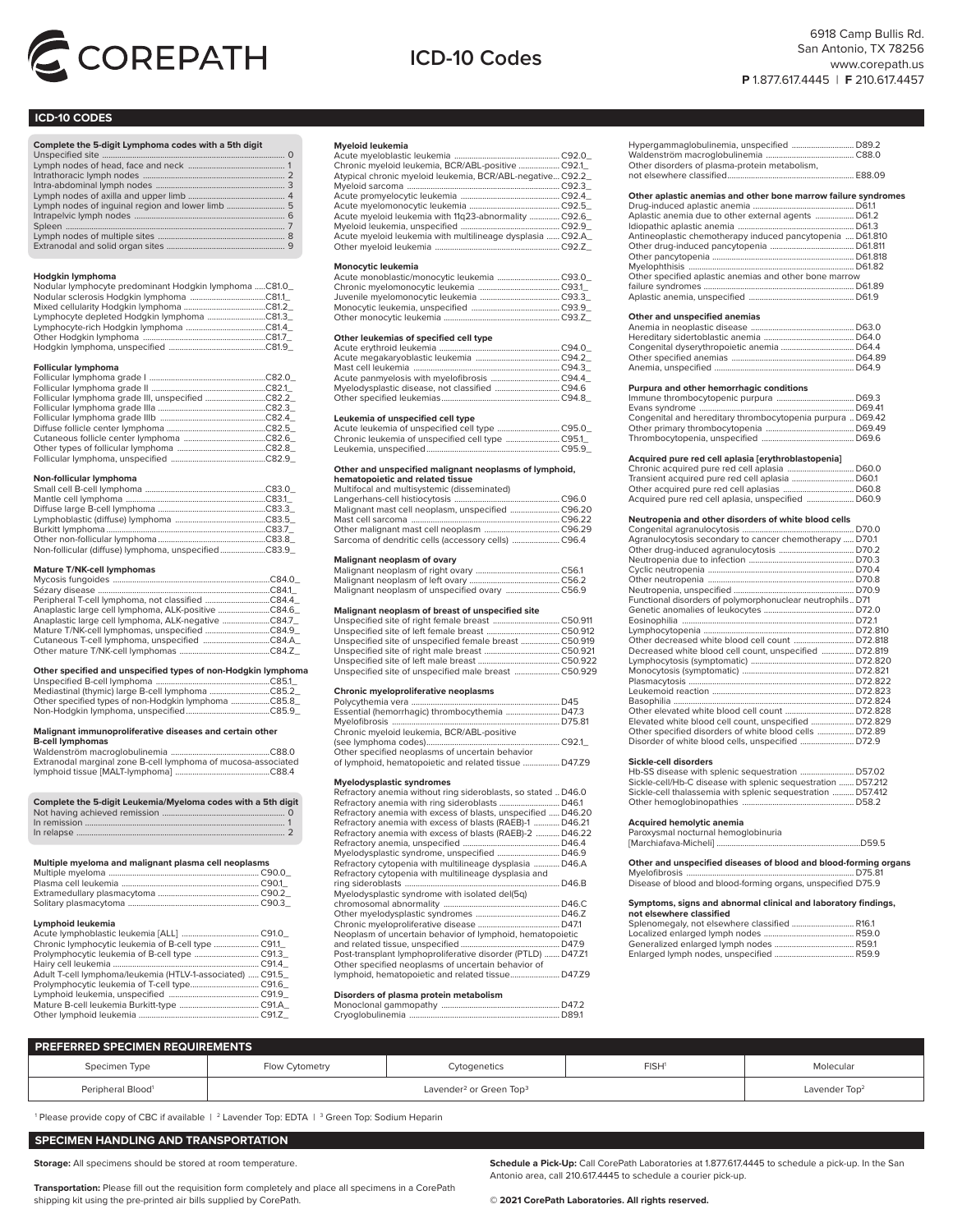# COREPATH

# ICD-10 Codes

6918 Camp Bullis Rd.
San Antonio, TX 78256
www.corepath.us
**P** 1.877.617.4445 | **F** 210.617.4457

## ICD-10 CODES

**Complete the 5-digit Lymphoma codes with a 5th digit**

| | |
|---|---|
| Unspecified site | 0 |
| Lymph nodes of head, face and neck | 1 |
| Intrathoracic lymph nodes | 2 |
| Intra-abdominal lymph nodes | 3 |
| Lymph nodes of axilla and upper limb | 4 |
| Lymph nodes of inguinal region and lower limb | 5 |
| Intrapelvic lymph nodes | 6 |
| Spleen | 7 |
| Lymph nodes of multiple sites | 8 |
| Extranodal and solid organ sites | 9 |

### Hodgkin lymphoma

| | |
|---|---|
| Nodular lymphocyte predominant Hodgkin lymphoma | C81.0_ |
| Nodular sclerosis Hodgkin lymphoma | C81.1_ |
| Mixed cellularity Hodgkin lymphoma | C81.2_ |
| Lymphocyte depleted Hodgkin lymphoma | C81.3_ |
| Lymphocyte-rich Hodgkin lymphoma | C81.4_ |
| Other Hodgkin lymphoma | C81.7_ |
| Hodgkin lymphoma, unspecified | C81.9_ |

### Follicular lymphoma

| | |
|---|---|
| Follicular lymphoma grade I | C82.0_ |
| Follicular lymphoma grade II | C82.1_ |
| Follicular lymphoma grade III, unspecified | C82.2_ |
| Follicular lymphoma grade IIIa | C82.3_ |
| Follicular lymphoma grade IIIb | C82.4_ |
| Diffuse follicle center lymphoma | C82.5_ |
| Cutaneous follicle center lymphoma | C82.6_ |
| Other types of follicular lymphoma | C82.8_ |
| Follicular lymphoma, unspecified | C82.9_ |

### Non-follicular lymphoma

| | |
|---|---|
| Small cell B-cell lymphoma | C83.0_ |
| Mantle cell lymphoma | C83.1_ |
| Diffuse large B-cell lymphoma | C83.3_ |
| Lymphoblastic (diffuse) lymphoma | C83.5_ |
| Burkitt lymphoma | C83.7_ |
| Other non-follicular lymphoma | C83.8_ |
| Non-follicular (diffuse) lymphoma, unspecified | C83.9_ |

### Mature T/NK-cell lymphomas

| | |
|---|---|
| Mycosis fungoides | C84.0_ |
| Sézary disease | C84.1_ |
| Peripheral T-cell lymphoma, not classified | C84.4_ |
| Anaplastic large cell lymphoma, ALK-positive | C84.6_ |
| Anaplastic large cell lymphoma, ALK-negative | C84.7_ |
| Mature T/NK-cell lymphomas, unspecified | C84.9_ |
| Cutaneous T-cell lymphoma, unspecified | C84.A_ |
| Other mature T/NK-cell lymphomas | C84.Z_ |

### Other specified and unspecified types of non-Hodgkin lymphoma

| | |
|---|---|
| Unspecified B-cell lymphoma | C85.1_ |
| Mediastinal (thymic) large B-cell lymphoma | C85.2_ |
| Other specified types of non-Hodgkin lymphoma | C85.8_ |
| Non-Hodgkin lymphoma, unspecified | C85.9_ |

### Malignant immunoproliferative diseases and certain other B-cell lymphomas

| | |
|---|---|
| Waldenström macroglobulinemia | C88.0 |
| Extranodal marginal zone B-cell lymphoma of mucosa-associated lymphoid tissue [MALT-lymphoma] | C88.4 |

**Complete the 5-digit Leukemia/Myeloma codes with a 5th digit**

| | |
|---|---|
| Not having achieved remission | 0 |
| In remission | 1 |
| In relapse | 2 |

### Multiple myeloma and malignant plasma cell neoplasms

| | |
|---|---|
| Multiple myeloma | C90.0_ |
| Plasma cell leukemia | C90.1_ |
| Extramedullary plasmacytoma | C90.2_ |
| Solitary plasmacytoma | C90.3_ |

### Lymphoid leukemia

| | |
|---|---|
| Acute lymphoblastic leukemia [ALL] | C91.0_ |
| Chronic lymphocytic leukemia of B-cell type | C91.1_ |
| Prolymphocytic leukemia of B-cell type | C91.3_ |
| Hairy cell leukemia | C91.4_ |
| Adult T-cell lymphoma/leukemia (HTLV-1-associated) | C91.5_ |
| Prolymphocytic leukemia of T-cell type | C91.6_ |
| Lymphoid leukemia, unspecified | C91.9_ |
| Mature B-cell leukemia Burkitt-type | C91.A_ |
| Other lymphoid leukemia | C91.Z_ |

### Myeloid leukemia

| | |
|---|---|
| Acute myeloblastic leukemia | C92.0_ |
| Chronic myeloid leukemia, BCR/ABL-positive | C92.1_ |
| Atypical chronic myeloid leukemia, BCR/ABL-negative | C92.2_ |
| Myeloid sarcoma | C92.3_ |
| Acute promyelocytic leukemia | C92.4_ |
| Acute myelomonocytic leukemia | C92.5_ |
| Acute myeloid leukemia with 11q23-abnormality | C92.6_ |
| Myeloid leukemia, unspecified | C92.9_ |
| Acute myeloid leukemia with multilineage dysplasia | C92.A_ |
| Other myeloid leukemia | C92.Z_ |

### Monocytic leukemia

| | |
|---|---|
| Acute monoblastic/monocytic leukemia | C93.0_ |
| Chronic myelomonocytic leukemia | C93.1_ |
| Juvenile myelomonocytic leukemia | C93.3_ |
| Monocytic leukemia, unspecified | C93.9_ |
| Other monocytic leukemia | C93.Z_ |

### Other leukemias of specified cell type

| | |
|---|---|
| Acute erythroid leukemia | C94.0_ |
| Acute megakaryoblastic leukemia | C94.2_ |
| Mast cell leukemia | C94.3_ |
| Acute panmyelosis with myelofibrosis | C94.4_ |
| Myelodysplastic disease, not classified | C94.6 |
| Other specified leukemias | C94.8_ |

### Leukemia of unspecified cell type

| | |
|---|---|
| Acute leukemia of unspecified cell type | C95.0_ |
| Chronic leukemia of unspecified cell type | C95.1_ |
| Leukemia, unspecified | C95.9_ |

### Other and unspecified malignant neoplasms of lymphoid, hematopoietic and related tissue

| | |
|---|---|
| Multifocal and multisystemic (disseminated) Langerhans-cell histiocytosis | C96.0 |
| Malignant mast cell neoplasm, unspecified | C96.20 |
| Mast cell sarcoma | C96.22 |
| Other malignant mast cell neoplasm | C96.29 |
| Sarcoma of dendritic cells (accessory cells) | C96.4 |

### Malignant neoplasm of ovary

| | |
|---|---|
| Malignant neoplasm of right ovary | C56.1 |
| Malignant neoplasm of left ovary | C56.2 |
| Malignant neoplasm of unspecified ovary | C56.9 |

### Malignant neoplasm of breast of unspecified site

| | |
|---|---|
| Unspecified site of right female breast | C50.911 |
| Unspecified site of left female breast | C50.912 |
| Unspecified site of unspecified female breast | C50.919 |
| Unspecified site of right male breast | C50.921 |
| Unspecified site of left male breast | C50.922 |
| Unspecified site of unspecified male breast | C50.929 |

### Chronic myeloproliferative neoplasms

| | |
|---|---|
| Polycythemia vera | D45 |
| Essential (hemorrhagic) thrombocythemia | D47.3 |
| Myelofibrosis | D75.81 |
| Chronic myeloid leukemia, BCR/ABL-positive (see lymphoma codes) | C92.1_ |
| Other specified neoplasms of uncertain behavior of lymphoid, hematopoietic and related tissue | D47.Z9 |

### Myelodysplastic syndromes

| | |
|---|---|
| Refractory anemia without ring sideroblasts, so stated | D46.0 |
| Refractory anemia with ring sideroblasts | D46.1 |
| Refractory anemia with excess of blasts, unspecified | D46.20 |
| Refractory anemia with excess of blasts (RAEB)-1 | D46.21 |
| Refractory anemia with excess of blasts (RAEB)-2 | D46.22 |
| Refractory anemia, unspecified | D46.4 |
| Myelodysplastic syndrome, unspecified | D46.9 |
| Refractory cytopenia with multilineage dysplasia | D46.A |
| Refractory cytopenia with multilineage dysplasia and ring sideroblasts | D46.B |
| Myelodysplastic syndrome with isolated del(5q) chromosomal abnormality | D46.C |
| Other myelodysplastic syndromes | D46.Z |
| Chronic myeloproliferative disease | D47.1 |
| Neoplasm of uncertain behavior of lymphoid, hematopoietic and related tissue, unspecified | D47.9 |
| Post-transplant lymphoproliferative disorder (PTLD) | D47.Z1 |
| Other specified neoplasms of uncertain behavior of lymphoid, hematopoietic and related tissue | D47.Z9 |

### Disorders of plasma protein metabolism

| | |
|---|---|
| Monoclonal gammopathy | D47.2 |
| Cryoglobulinemia | D89.1 |
| Hypergammaglobulinemia, unspecified | D89.2 |
| Waldenström macroglobulinemia | C88.0 |
| Other disorders of plasma-protein metabolism, not elsewhere classified | E88.09 |

### Other aplastic anemias and other bone marrow failure syndromes

| | |
|---|---|
| Drug-induced aplastic anemia | D61.1 |
| Aplastic anemia due to other external agents | D61.2 |
| Idiopathic aplastic anemia | D61.3 |
| Antineoplastic chemotherapy induced pancytopenia | D61.810 |
| Other drug-induced pancytopenia | D61.811 |
| Other pancytopenia | D61.818 |
| Myelophthisis | D61.82 |
| Other specified aplastic anemias and other bone marrow failure syndromes | D61.89 |
| Aplastic anemia, unspecified | D61.9 |

### Other and unspecified anemias

| | |
|---|---|
| Anemia in neoplastic disease | D63.0 |
| Hereditary sidertoblastic anemia | D64.0 |
| Congenital dyserythropoietic anemia | D64.4 |
| Other specified anemias | D64.89 |
| Anemia, unspecified | D64.9 |

### Purpura and other hemorrhagic conditions

| | |
|---|---|
| Immune thrombocytopenic purpura | D69.3 |
| Evans syndrome | D69.41 |
| Congenital and hereditary thrombocytopenia purpura | D69.42 |
| Other primary thrombocytopenia | D69.49 |
| Thrombocytopenia, unspecified | D69.6 |

### Acquired pure red cell aplasia [erythroblastopenia]

| | |
|---|---|
| Chronic acquired pure red cell aplasia | D60.0 |
| Transient acquired pure red cell aplasia | D60.1 |
| Other acquired pure red cell aplasias | D60.8 |
| Acquired pure red cell aplasia, unspecified | D60.9 |

### Neutropenia and other disorders of white blood cells

| | |
|---|---|
| Congenital agranulocytosis | D70.0 |
| Agranulocytosis secondary to cancer chemotherapy | D70.1 |
| Other drug-induced agranulocytosis | D70.2 |
| Neutropenia due to infection | D70.3 |
| Cyclic neutropenia | D70.4 |
| Other neutropenia | D70.8 |
| Neutropenia, unspecified | D70.9 |
| Functional disorders of polymorphonuclear neutrophils | D71 |
| Genetic anomalies of leukocytes | D72.0 |
| Eosinophilia | D72.1 |
| Lymphocytopenia | D72.810 |
| Other decreased white blood cell count | D72.818 |
| Decreased white blood cell count, unspecified | D72.819 |
| Lymphocytosis (symptomatic) | D72.820 |
| Monocytosis (symptomatic) | D72.821 |
| Plasmacytosis | D72.822 |
| Leukemoid reaction | D72.823 |
| Basophilia | D72.824 |
| Other elevated white blood cell count | D72.828 |
| Elevated white blood cell count, unspecified | D72.829 |
| Other specified disorders of white blood cells | D72.89 |
| Disorder of white blood cells, unspecified | D72.9 |

### Sickle-cell disorders

| | |
|---|---|
| Hb-SS disease with splenic sequestration | D57.02 |
| Sickle-cell/Hb-C disease with splenic sequestration | D57.212 |
| Sickle-cell thalassemia with splenic sequestration | D57.412 |
| Other hemoglobinopathies | D58.2 |

### Acquired hemolytic anemia

| | |
|---|---|
| Paroxysmal nocturnal hemoglobinuria [Marchiafava-Micheli] | D59.5 |

### Other and unspecified diseases of blood and blood-forming organs

| | |
|---|---|
| Myelofibrosis | D75.81 |
| Disease of blood and blood-forming organs, unspecified | D75.9 |

### Symptoms, signs and abnormal clinical and laboratory findings, not elsewhere classified

| | |
|---|---|
| Splenomegaly, not elsewhere classified | R16.1 |
| Localized enlarged lymph nodes | R59.0 |
| Generalized enlarged lymph nodes | R59.1 |
| Enlarged lymph nodes, unspecified | R59.9 |

## PREFERRED SPECIMEN REQUIREMENTS

| Specimen Type | Flow Cytometry | Cytogenetics | FISH[1] | Molecular |
|---|---|---|---|---|
| Peripheral Blood[1] | Lavender[2] or Green Top[3] | | | Lavender Top[2] |

[1] Please provide copy of CBC if available | [2] Lavender Top: EDTA | [3] Green Top: Sodium Heparin

## SPECIMEN HANDLING AND TRANSPORTATION

**Storage:** All specimens should be stored at room temperature.

**Transportation:** Please fill out the requisition form completely and place all specimens in a CorePath shipping kit using the pre-printed air bills supplied by CorePath.

**Schedule a Pick-Up:** Call CorePath Laboratories at 1.877.617.4445 to schedule a pick-up. In the San Antonio area, call 210.617.4445 to schedule a courier pick-up.

© **2021 CorePath Laboratories. All rights reserved.**